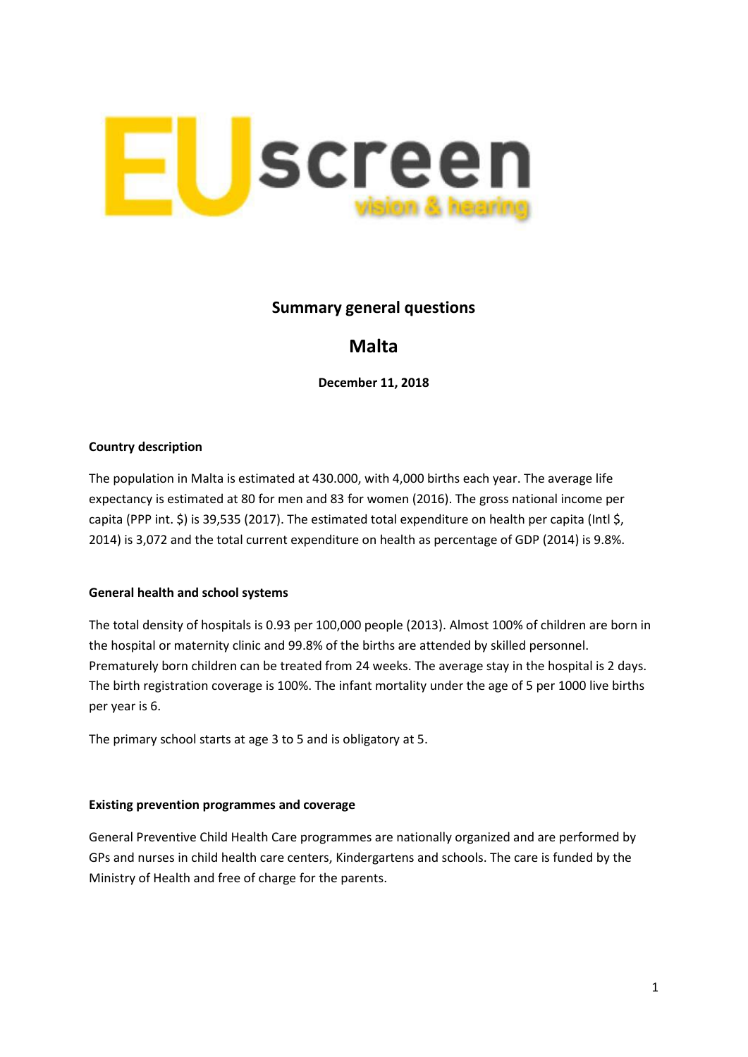EUscreen vision & hearing

## Summary general questions

# Malta

**December 11, 2018**

**Country description**

The population in Malta is estimated at 430.000, with 4,000 births each year. The average life expectancy is estimated at 80 for men and 83 for women (2016). The gross national income per capita (PPP int. $) is 39,535 (2017). The estimated total expenditure on health per capita (Intl $, 2014) is 3,072 and the total current expenditure on health as percentage of GDP (2014) is 9.8%.

**General health and school systems**

The total density of hospitals is 0.93 per 100,000 people (2013). Almost 100% of children are born in the hospital or maternity clinic and 99.8% of the births are attended by skilled personnel. Prematurely born children can be treated from 24 weeks. The average stay in the hospital is 2 days. The birth registration coverage is 100%. The infant mortality under the age of 5 per 1000 live births per year is 6.

The primary school starts at age 3 to 5 and is obligatory at 5.

**Existing prevention programmes and coverage**

General Preventive Child Health Care programmes are nationally organized and are performed by GPs and nurses in child health care centers, Kindergartens and schools. The care is funded by the Ministry of Health and free of charge for the parents.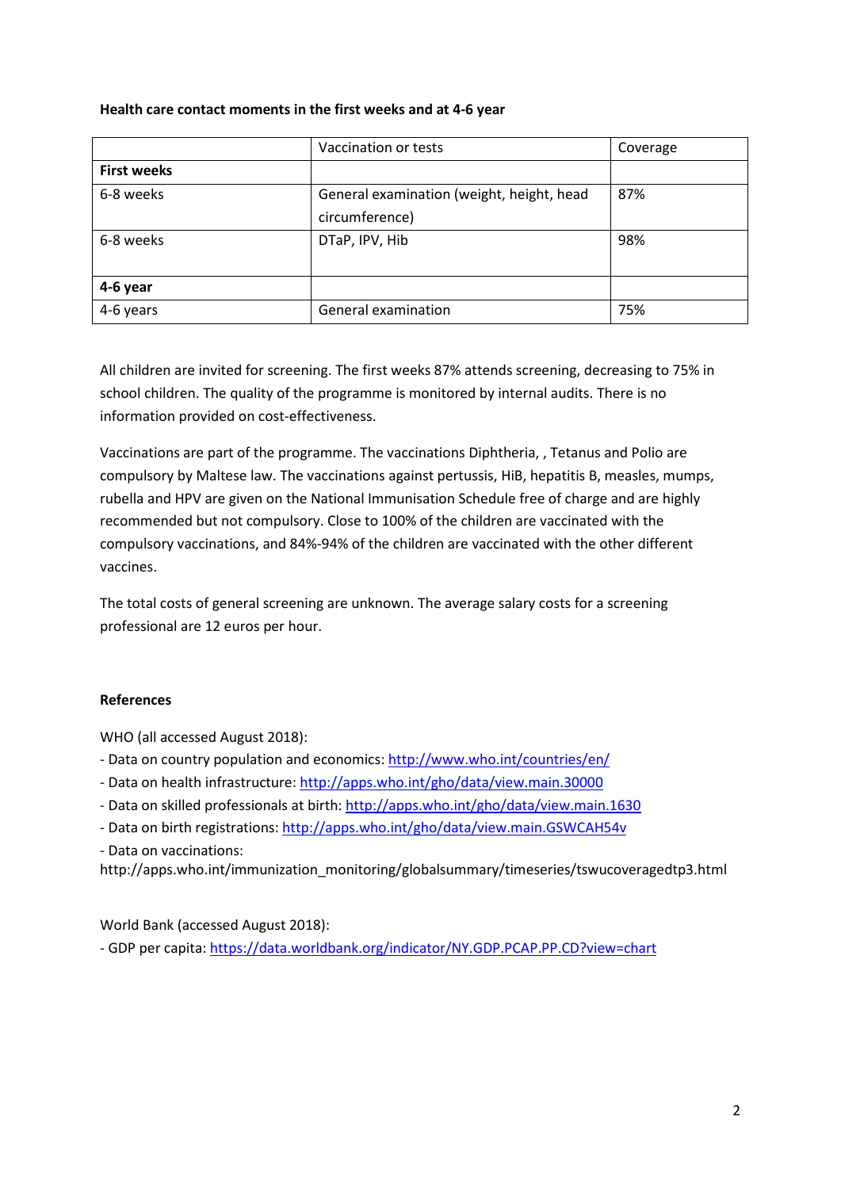**Health care contact moments in the first weeks and at 4-6 year**

| | Vaccination or tests | Coverage |
|---|---|---|
| **First weeks** | | |
| 6-8 weeks | General examination (weight, height, head circumference) | 87% |
| 6-8 weeks | DTaP, IPV, Hib | 98% |
| **4-6 year** | | |
| 4-6 years | General examination | 75% |

All children are invited for screening. The first weeks 87% attends screening, decreasing to 75% in school children. The quality of the programme is monitored by internal audits. There is no information provided on cost-effectiveness.

Vaccinations are part of the programme. The vaccinations Diphtheria, , Tetanus and Polio are compulsory by Maltese law. The vaccinations against pertussis, HiB, hepatitis B, measles, mumps, rubella and HPV are given on the National Immunisation Schedule free of charge and are highly recommended but not compulsory. Close to 100% of the children are vaccinated with the compulsory vaccinations, and 84%-94% of the children are vaccinated with the other different vaccines.

The total costs of general screening are unknown. The average salary costs for a screening professional are 12 euros per hour.

**References**

WHO (all accessed August 2018):

- Data on country population and economics: http://www.who.int/countries/en/
- Data on health infrastructure: http://apps.who.int/gho/data/view.main.30000
- Data on skilled professionals at birth: http://apps.who.int/gho/data/view.main.1630
- Data on birth registrations: http://apps.who.int/gho/data/view.main.GSWCAH54v
- Data on vaccinations: http://apps.who.int/immunization_monitoring/globalsummary/timeseries/tswucoveragedtp3.html

World Bank (accessed August 2018):

- GDP per capita: https://data.worldbank.org/indicator/NY.GDP.PCAP.PP.CD?view=chart